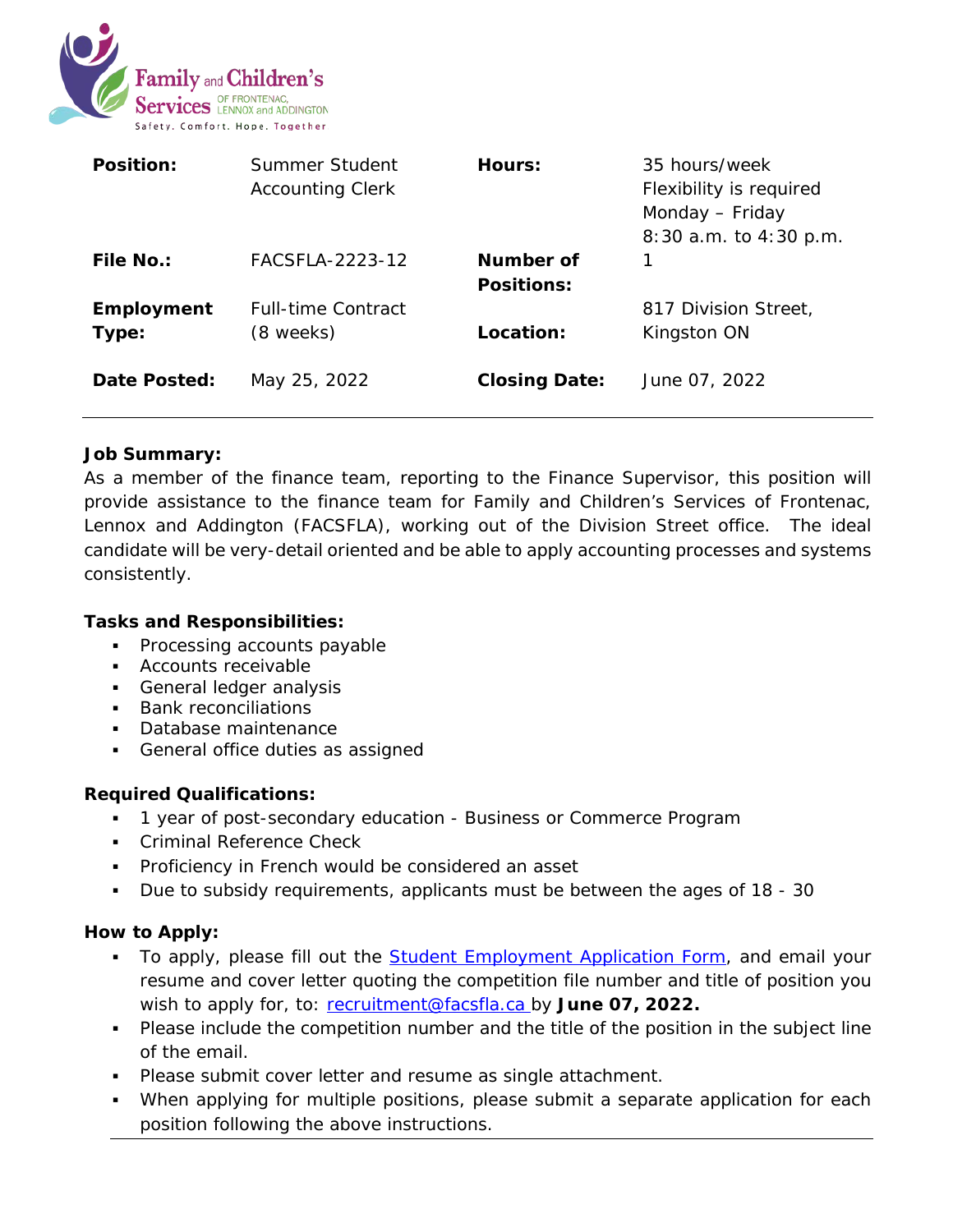Family and Children's Services of Frontenac, Lennox and Addington

Safety. Comfort. Hope. Together

| | | | |
|---|---|---|---|
| **Position:** | Summer Student Accounting Clerk | **Hours:** | 35 hours/week<br>Flexibility is required<br>Monday – Friday<br>8:30 a.m. to 4:30 p.m. |
| **File No.:** | FACSFLA-2223-12 | **Number of Positions:** | 1 |
| **Employment Type:** | Full-time Contract (8 weeks) | **Location:** | 817 Division Street, Kingston ON |
| **Date Posted:** | May 25, 2022 | **Closing Date:** | June 07, 2022 |

**Job Summary:**

As a member of the finance team, reporting to the Finance Supervisor, this position will provide assistance to the finance team for Family and Children's Services of Frontenac, Lennox and Addington (FACSFLA), working out of the Division Street office. The ideal candidate will be very-detail oriented and be able to apply accounting processes and systems consistently.

**Tasks and Responsibilities:**

- Processing accounts payable
- Accounts receivable
- General ledger analysis
- Bank reconciliations
- Database maintenance
- General office duties as assigned

**Required Qualifications:**

- 1 year of post-secondary education - Business or Commerce Program
- Criminal Reference Check
- Proficiency in French would be considered an asset
- Due to subsidy requirements, applicants must be between the ages of 18 - 30

**How to Apply:**

- To apply, please fill out the Student Employment Application Form, and email your resume and cover letter quoting the competition file number and title of position you wish to apply for, to: recruitment@facsfla.ca by **June 07, 2022.**
- Please include the competition number and the title of the position in the subject line of the email.
- Please submit cover letter and resume as single attachment.
- When applying for multiple positions, please submit a separate application for each position following the above instructions.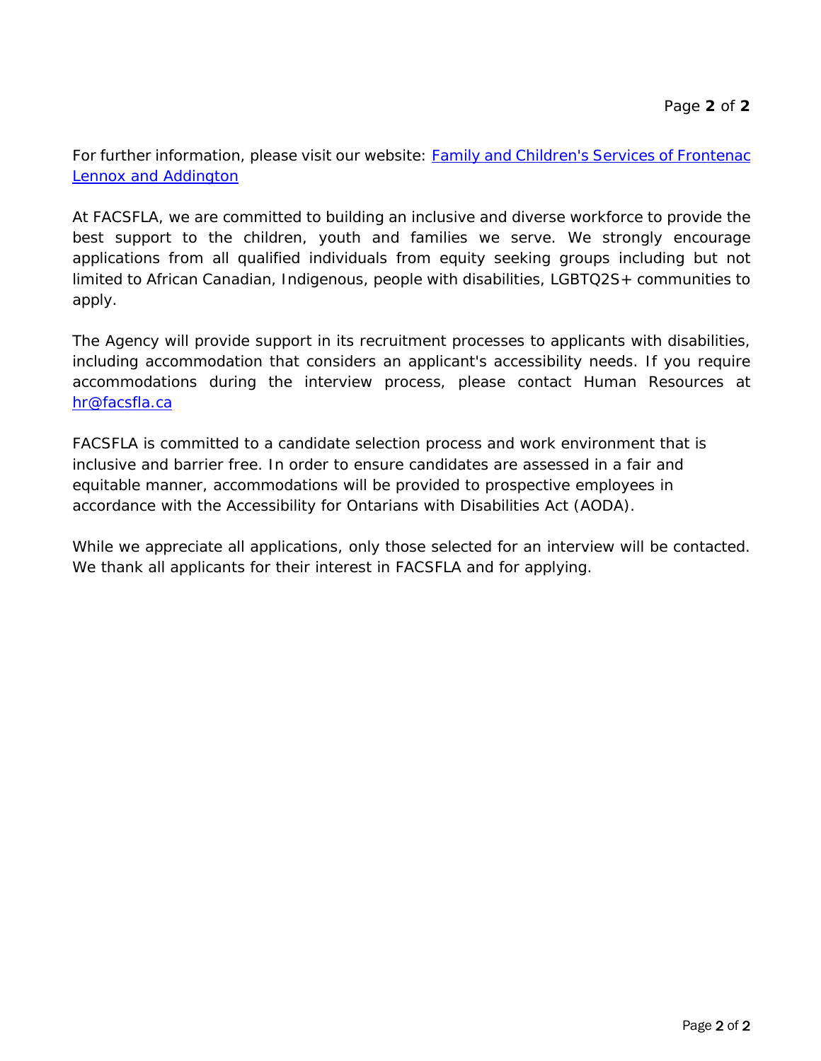For further information, please visit our website: [Family and Children's Services of Frontenac Lennox and Addington]

At FACSFLA, we are committed to building an inclusive and diverse workforce to provide the best support to the children, youth and families we serve. We strongly encourage applications from all qualified individuals from equity seeking groups including but not limited to African Canadian, Indigenous, people with disabilities, LGBTQ2S+ communities to apply.

The Agency will provide support in its recruitment processes to applicants with disabilities, including accommodation that considers an applicant's accessibility needs. If you require accommodations during the interview process, please contact Human Resources at hr@facsfla.ca

FACSFLA is committed to a candidate selection process and work environment that is inclusive and barrier free. In order to ensure candidates are assessed in a fair and equitable manner, accommodations will be provided to prospective employees in accordance with the Accessibility for Ontarians with Disabilities Act (AODA).

While we appreciate all applications, only those selected for an interview will be contacted. We thank all applicants for their interest in FACSFLA and for applying.